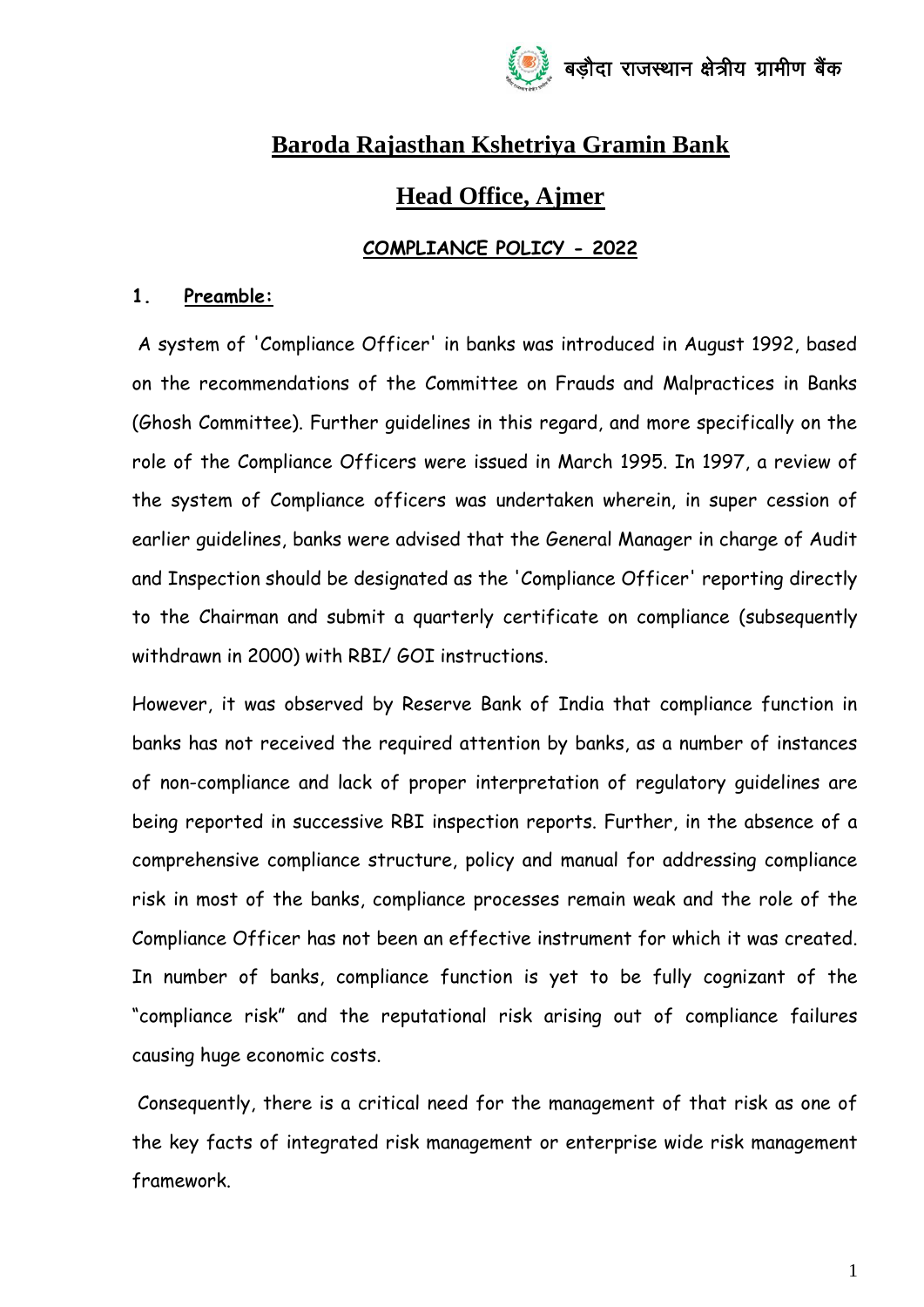बड़ौदा राजस्थान क्षेत्रीय ग्रामीण बैंक

# Baroda Rajasthan Kshetriya Gramin Bank

# Head Office, Ajmer

## COMPLIANCE POLICY - 2022

### 1. Preamble:

A system of 'Compliance Officer' in banks was introduced in August 1992, based on the recommendations of the Committee on Frauds and Malpractices in Banks (Ghosh Committee). Further guidelines in this regard, and more specifically on the role of the Compliance Officers were issued in March 1995. In 1997, a review of the system of Compliance officers was undertaken wherein, in super cession of earlier guidelines, banks were advised that the General Manager in charge of Audit and Inspection should be designated as the 'Compliance Officer' reporting directly to the Chairman and submit a quarterly certificate on compliance (subsequently withdrawn in 2000) with RBI/ GOI instructions.

However, it was observed by Reserve Bank of India that compliance function in banks has not received the required attention by banks, as a number of instances of non-compliance and lack of proper interpretation of regulatory guidelines are being reported in successive RBI inspection reports. Further, in the absence of a comprehensive compliance structure, policy and manual for addressing compliance risk in most of the banks, compliance processes remain weak and the role of the Compliance Officer has not been an effective instrument for which it was created. In number of banks, compliance function is yet to be fully cognizant of the "compliance risk" and the reputational risk arising out of compliance failures causing huge economic costs.

Consequently, there is a critical need for the management of that risk as one of the key facts of integrated risk management or enterprise wide risk management framework.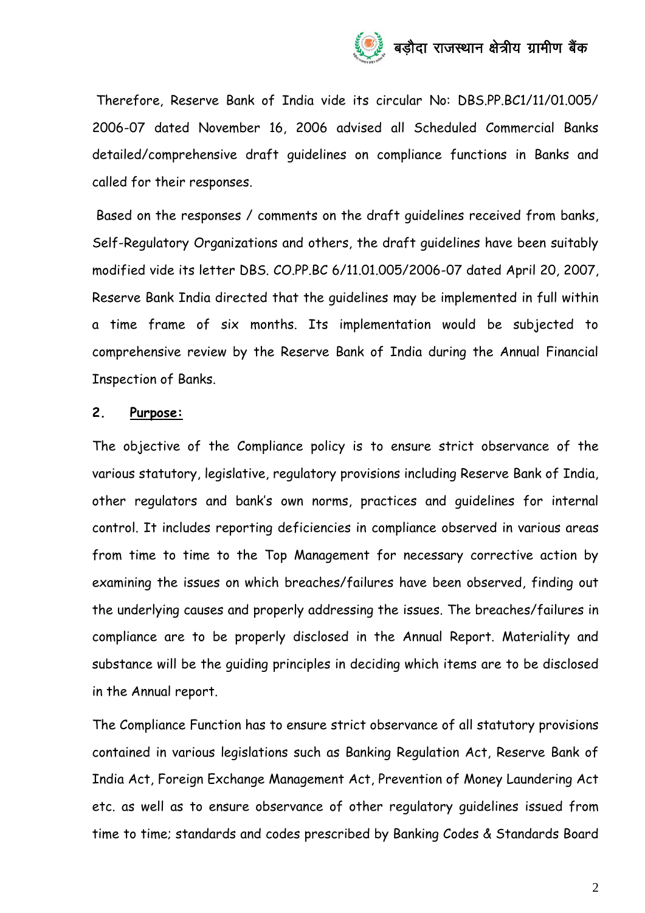Therefore, Reserve Bank of India vide its circular No: DBS.PP.BC1/11/01.005/ 2006-07 dated November 16, 2006 advised all Scheduled Commercial Banks detailed/comprehensive draft guidelines on compliance functions in Banks and called for their responses.

Based on the responses / comments on the draft guidelines received from banks, Self-Regulatory Organizations and others, the draft guidelines have been suitably modified vide its letter DBS. CO.PP.BC 6/11.01.005/2006-07 dated April 20, 2007, Reserve Bank India directed that the guidelines may be implemented in full within a time frame of six months. Its implementation would be subjected to comprehensive review by the Reserve Bank of India during the Annual Financial Inspection of Banks.

## 2. Purpose:

The objective of the Compliance policy is to ensure strict observance of the various statutory, legislative, regulatory provisions including Reserve Bank of India, other regulators and bank's own norms, practices and guidelines for internal control. It includes reporting deficiencies in compliance observed in various areas from time to time to the Top Management for necessary corrective action by examining the issues on which breaches/failures have been observed, finding out the underlying causes and properly addressing the issues. The breaches/failures in compliance are to be properly disclosed in the Annual Report. Materiality and substance will be the guiding principles in deciding which items are to be disclosed in the Annual report.

The Compliance Function has to ensure strict observance of all statutory provisions contained in various legislations such as Banking Regulation Act, Reserve Bank of India Act, Foreign Exchange Management Act, Prevention of Money Laundering Act etc. as well as to ensure observance of other regulatory guidelines issued from time to time; standards and codes prescribed by Banking Codes & Standards Board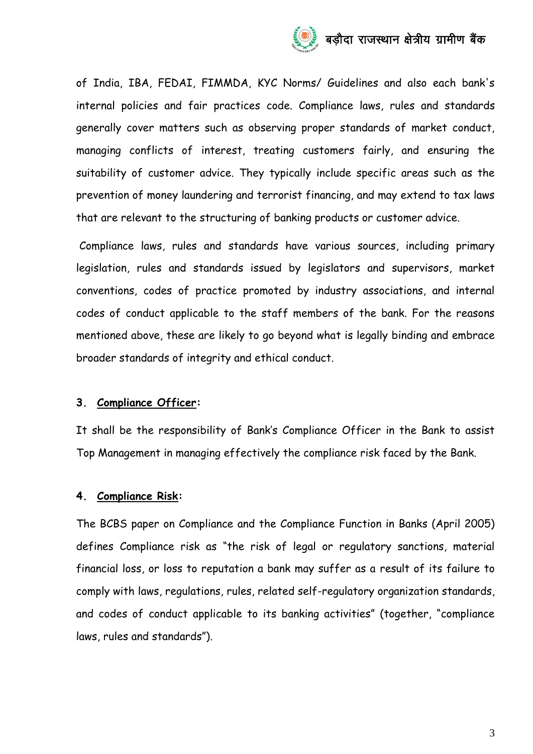of India, IBA, FEDAI, FIMMDA, KYC Norms/ Guidelines and also each bank's internal policies and fair practices code. Compliance laws, rules and standards generally cover matters such as observing proper standards of market conduct, managing conflicts of interest, treating customers fairly, and ensuring the suitability of customer advice. They typically include specific areas such as the prevention of money laundering and terrorist financing, and may extend to tax laws that are relevant to the structuring of banking products or customer advice.

Compliance laws, rules and standards have various sources, including primary legislation, rules and standards issued by legislators and supervisors, market conventions, codes of practice promoted by industry associations, and internal codes of conduct applicable to the staff members of the bank. For the reasons mentioned above, these are likely to go beyond what is legally binding and embrace broader standards of integrity and ethical conduct.

**3. <u>Compliance Officer</u>:**

It shall be the responsibility of Bank's Compliance Officer in the Bank to assist Top Management in managing effectively the compliance risk faced by the Bank.

**4. <u>Compliance Risk</u>:**

The BCBS paper on Compliance and the Compliance Function in Banks (April 2005) defines Compliance risk as "the risk of legal or regulatory sanctions, material financial loss, or loss to reputation a bank may suffer as a result of its failure to comply with laws, regulations, rules, related self-regulatory organization standards, and codes of conduct applicable to its banking activities" (together, "compliance laws, rules and standards").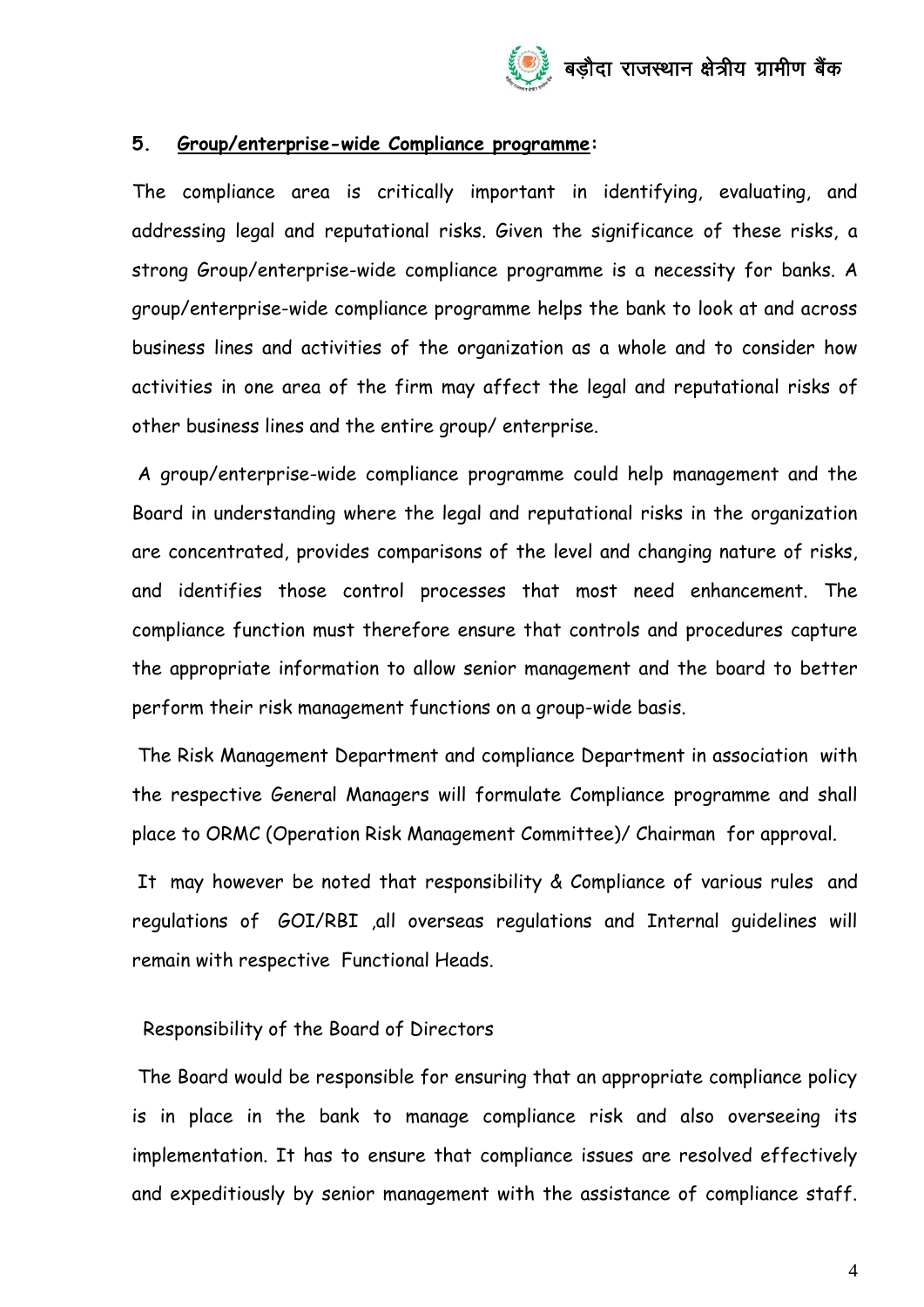## 5. **Group/enterprise-wide Compliance programme:**

The compliance area is critically important in identifying, evaluating, and addressing legal and reputational risks. Given the significance of these risks, a strong Group/enterprise-wide compliance programme is a necessity for banks. A group/enterprise-wide compliance programme helps the bank to look at and across business lines and activities of the organization as a whole and to consider how activities in one area of the firm may affect the legal and reputational risks of other business lines and the entire group/ enterprise.

A group/enterprise-wide compliance programme could help management and the Board in understanding where the legal and reputational risks in the organization are concentrated, provides comparisons of the level and changing nature of risks, and identifies those control processes that most need enhancement. The compliance function must therefore ensure that controls and procedures capture the appropriate information to allow senior management and the board to better perform their risk management functions on a group-wide basis.

The Risk Management Department and compliance Department in association with the respective General Managers will formulate Compliance programme and shall place to ORMC (Operation Risk Management Committee)/ Chairman for approval.

It may however be noted that responsibility & Compliance of various rules and regulations of GOI/RBI ,all overseas regulations and Internal guidelines will remain with respective Functional Heads.

Responsibility of the Board of Directors

The Board would be responsible for ensuring that an appropriate compliance policy is in place in the bank to manage compliance risk and also overseeing its implementation. It has to ensure that compliance issues are resolved effectively and expeditiously by senior management with the assistance of compliance staff.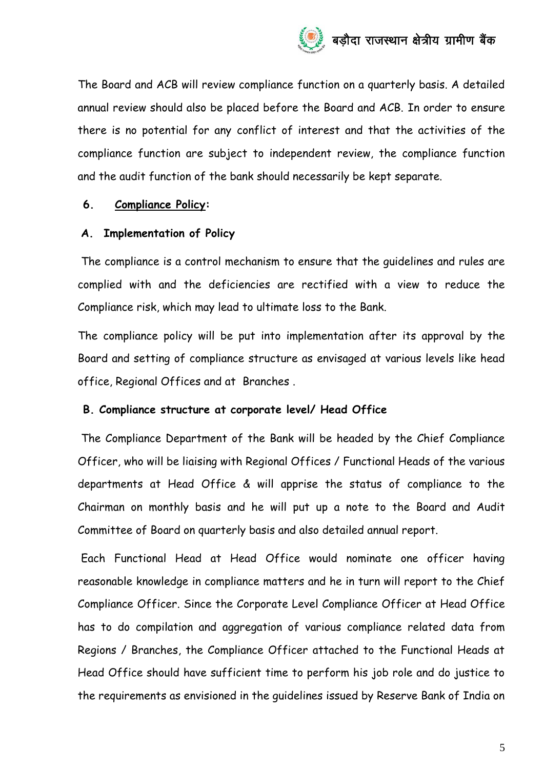The Board and ACB will review compliance function on a quarterly basis. A detailed annual review should also be placed before the Board and ACB. In order to ensure there is no potential for any conflict of interest and that the activities of the compliance function are subject to independent review, the compliance function and the audit function of the bank should necessarily be kept separate.

## 6. Compliance Policy:

### A. Implementation of Policy

The compliance is a control mechanism to ensure that the guidelines and rules are complied with and the deficiencies are rectified with a view to reduce the Compliance risk, which may lead to ultimate loss to the Bank.

The compliance policy will be put into implementation after its approval by the Board and setting of compliance structure as envisaged at various levels like head office, Regional Offices and at Branches .

### B. *Compliance structure at corporate level/ Head Office*

The Compliance Department of the Bank will be headed by the Chief Compliance Officer, who will be liaising with Regional Offices / Functional Heads of the various departments at Head Office & will apprise the status of compliance to the Chairman on monthly basis and he will put up a note to the Board and Audit Committee of Board on quarterly basis and also detailed annual report.

Each Functional Head at Head Office would nominate one officer having reasonable knowledge in compliance matters and he in turn will report to the Chief Compliance Officer. Since the Corporate Level Compliance Officer at Head Office has to do compilation and aggregation of various compliance related data from Regions / Branches, the Compliance Officer attached to the Functional Heads at Head Office should have sufficient time to perform his job role and do justice to the requirements as envisioned in the guidelines issued by Reserve Bank of India on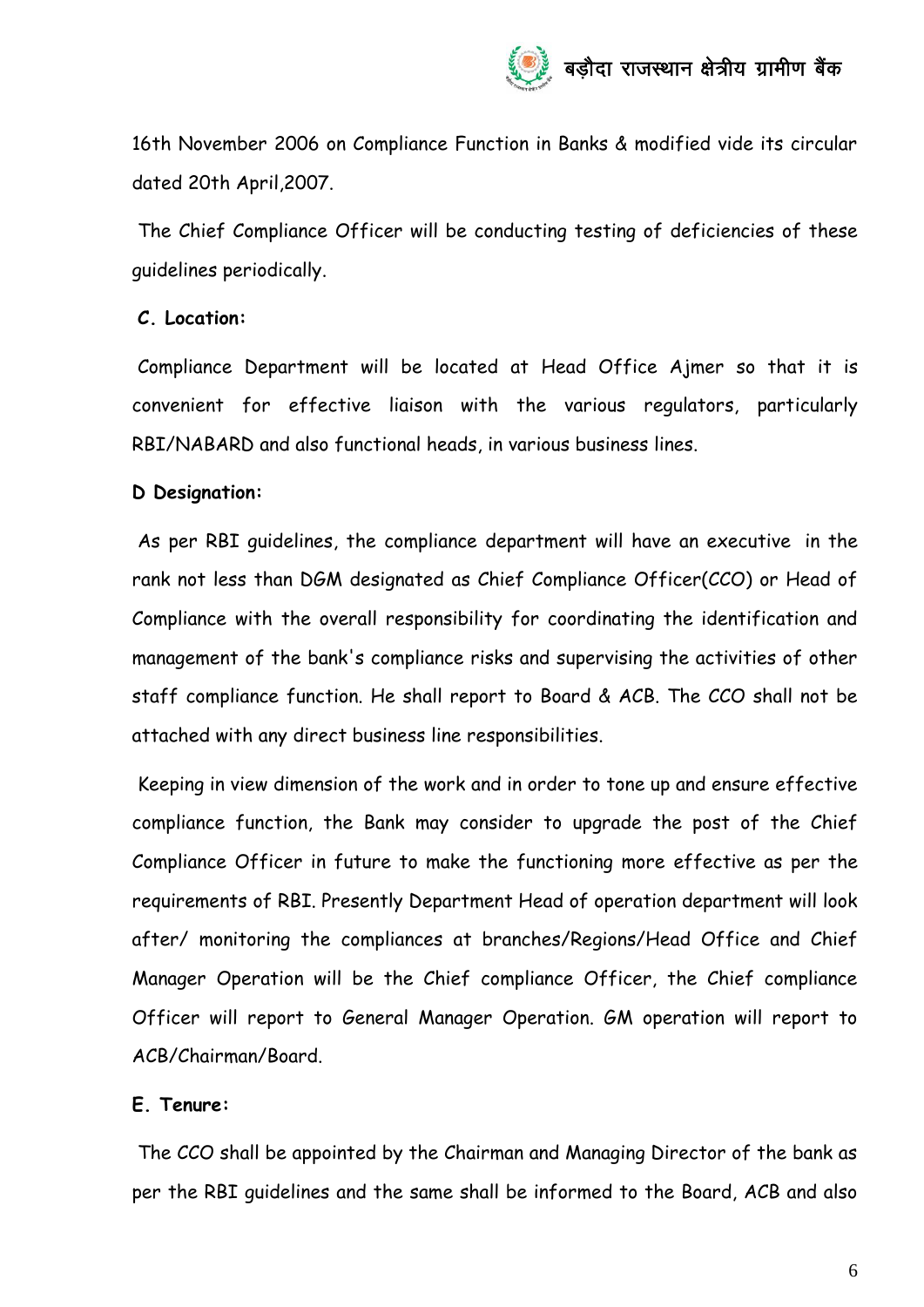16th November 2006 on Compliance Function in Banks & modified vide its circular dated 20th April,2007.

The Chief Compliance Officer will be conducting testing of deficiencies of these guidelines periodically.

**C. Location:**

Compliance Department will be located at Head Office Ajmer so that it is convenient for effective liaison with the various regulators, particularly RBI/NABARD and also functional heads, in various business lines.

**D Designation:**

As per RBI guidelines, the compliance department will have an executive in the rank not less than DGM designated as Chief Compliance Officer(CCO) or Head of Compliance with the overall responsibility for coordinating the identification and management of the bank's compliance risks and supervising the activities of other staff compliance function. He shall report to Board & ACB. The CCO shall not be attached with any direct business line responsibilities.

Keeping in view dimension of the work and in order to tone up and ensure effective compliance function, the Bank may consider to upgrade the post of the Chief Compliance Officer in future to make the functioning more effective as per the requirements of RBI. Presently Department Head of operation department will look after/ monitoring the compliances at branches/Regions/Head Office and Chief Manager Operation will be the Chief compliance Officer, the Chief compliance Officer will report to General Manager Operation. GM operation will report to ACB/Chairman/Board.

**E. Tenure:**

The CCO shall be appointed by the Chairman and Managing Director of the bank as per the RBI guidelines and the same shall be informed to the Board, ACB and also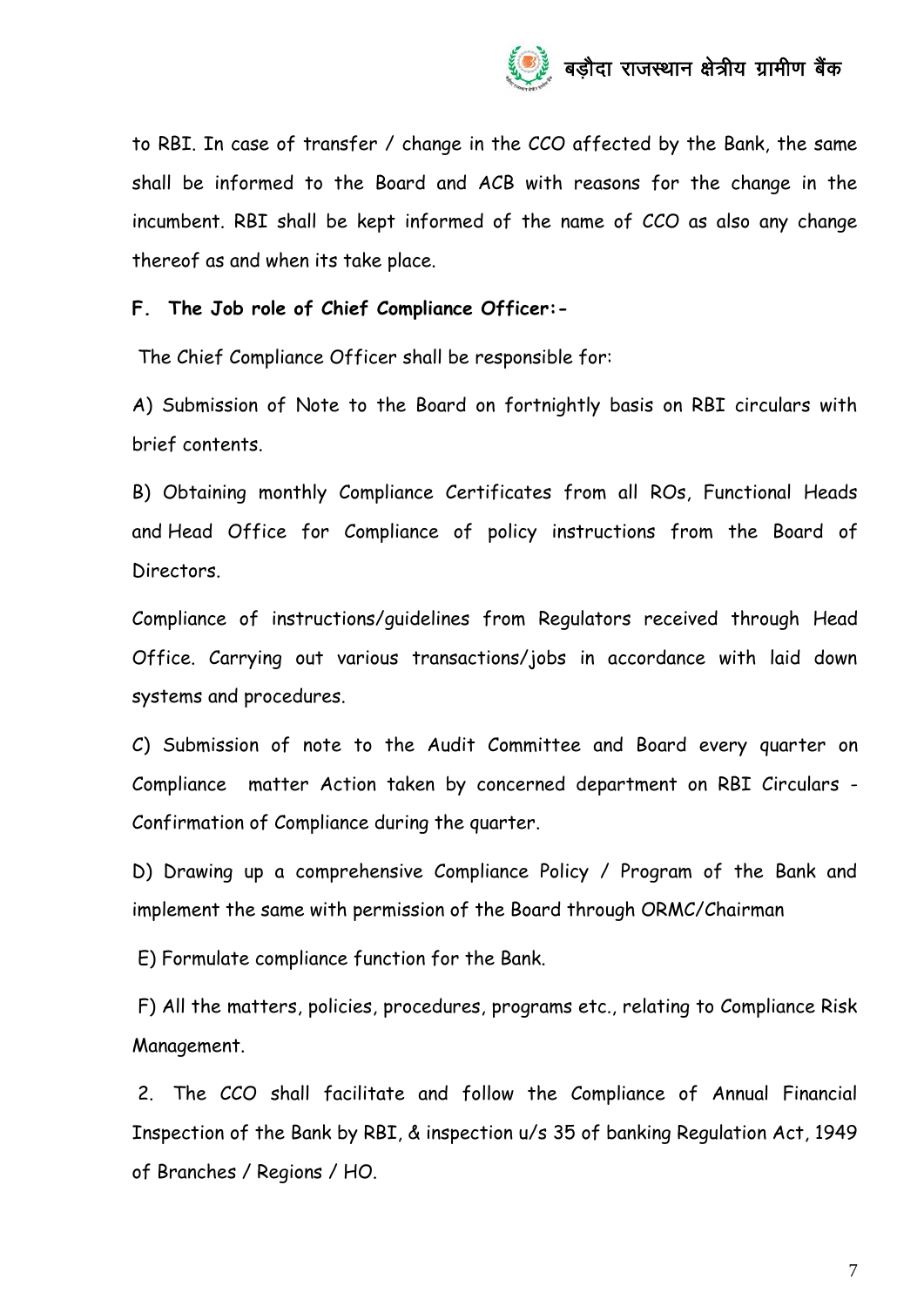to RBI. In case of transfer / change in the CCO affected by the Bank, the same shall be informed to the Board and ACB with reasons for the change in the incumbent. RBI shall be kept informed of the name of CCO as also any change thereof as and when its take place.

**F. The Job role of Chief Compliance Officer:-**

The Chief Compliance Officer shall be responsible for:

A) Submission of Note to the Board on fortnightly basis on RBI circulars with brief contents.

B) Obtaining monthly Compliance Certificates from all ROs, Functional Heads and Head Office for Compliance of policy instructions from the Board of Directors.

Compliance of instructions/guidelines from Regulators received through Head Office. Carrying out various transactions/jobs in accordance with laid down systems and procedures.

C) Submission of note to the Audit Committee and Board every quarter on Compliance matter Action taken by concerned department on RBI Circulars - Confirmation of Compliance during the quarter.

D) Drawing up a comprehensive Compliance Policy / Program of the Bank and implement the same with permission of the Board through ORMC/Chairman

E) Formulate compliance function for the Bank.

F) All the matters, policies, procedures, programs etc., relating to Compliance Risk Management.

2. The CCO shall facilitate and follow the Compliance of Annual Financial Inspection of the Bank by RBI, & inspection u/s 35 of banking Regulation Act, 1949 of Branches / Regions / HO.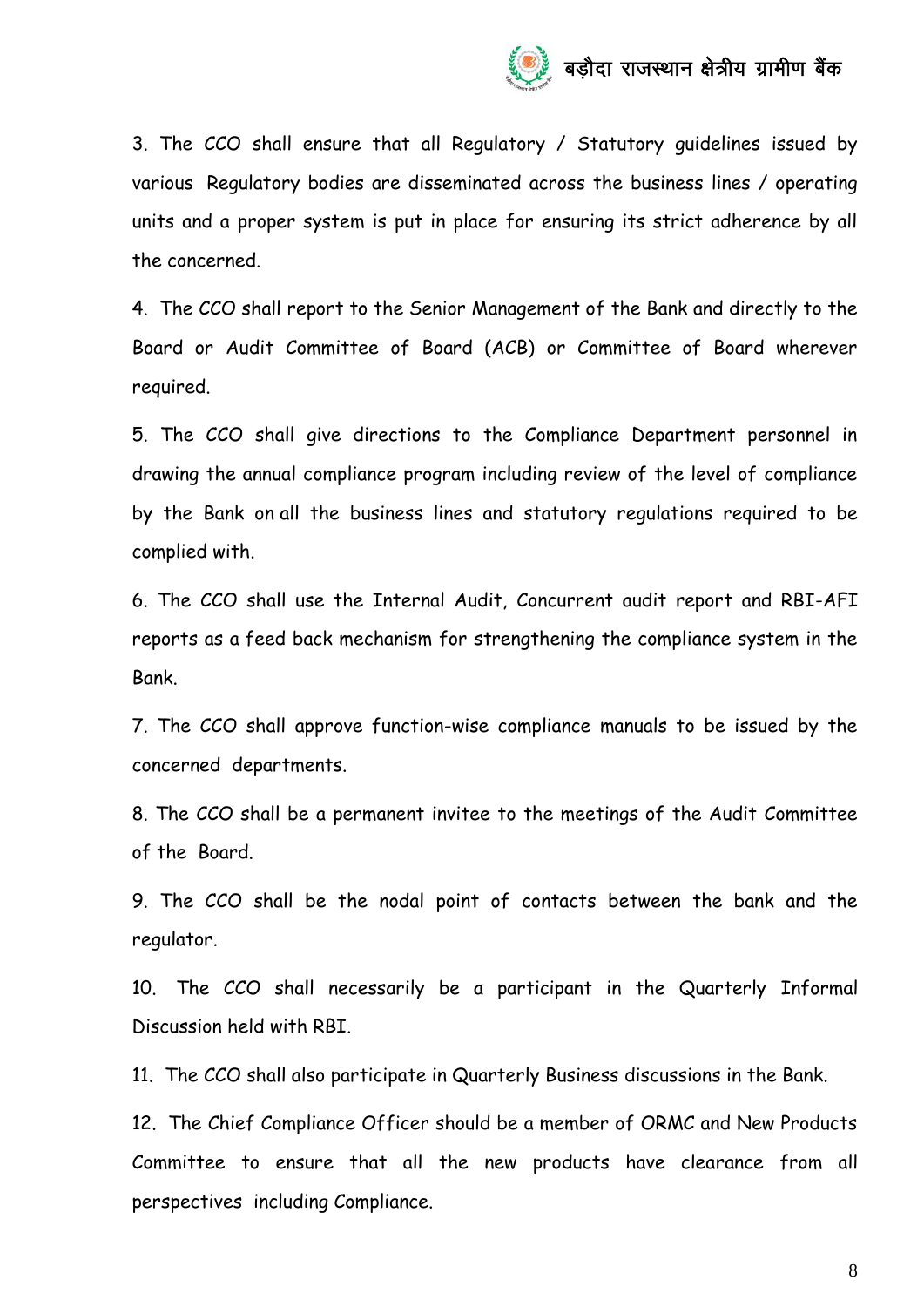3. The CCO shall ensure that all Regulatory / Statutory guidelines issued by various Regulatory bodies are disseminated across the business lines / operating units and a proper system is put in place for ensuring its strict adherence by all the concerned.

4. The CCO shall report to the Senior Management of the Bank and directly to the Board or Audit Committee of Board (ACB) or Committee of Board wherever required.

5. The CCO shall give directions to the Compliance Department personnel in drawing the annual compliance program including review of the level of compliance by the Bank on all the business lines and statutory regulations required to be complied with.

6. The CCO shall use the Internal Audit, Concurrent audit report and RBI-AFI reports as a feed back mechanism for strengthening the compliance system in the Bank.

7. The CCO shall approve function-wise compliance manuals to be issued by the concerned departments.

8. The CCO shall be a permanent invitee to the meetings of the Audit Committee of the Board.

9. The CCO shall be the nodal point of contacts between the bank and the regulator.

10. The CCO shall necessarily be a participant in the Quarterly Informal Discussion held with RBI.

11. The CCO shall also participate in Quarterly Business discussions in the Bank.

12. The Chief Compliance Officer should be a member of ORMC and New Products Committee to ensure that all the new products have clearance from all perspectives including Compliance.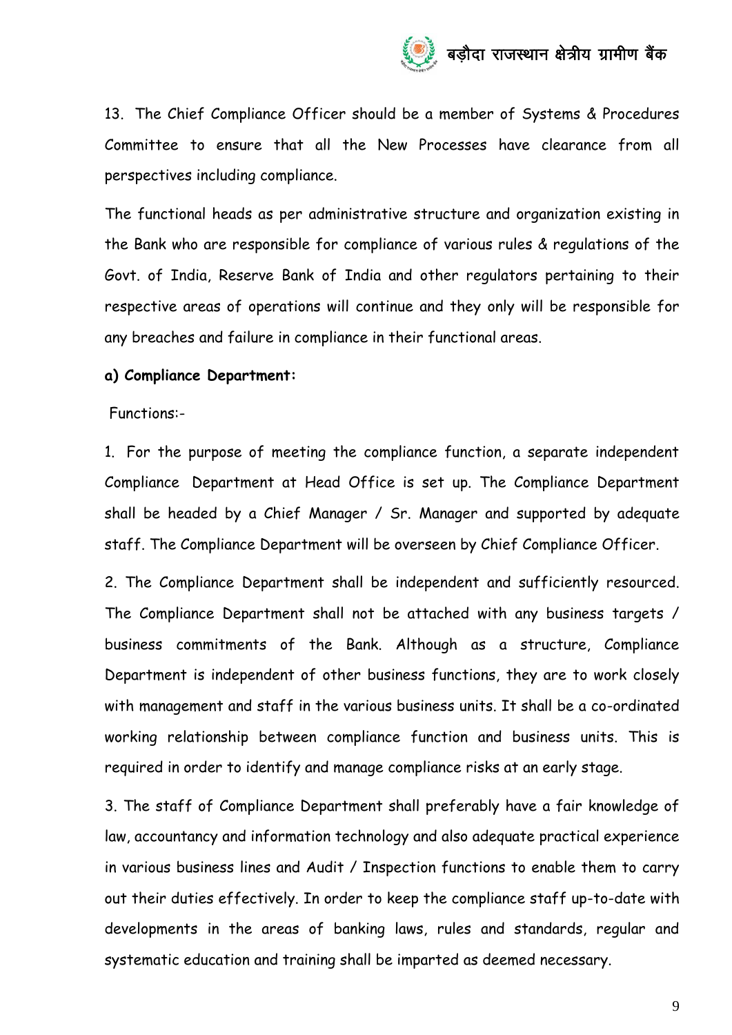13. The Chief Compliance Officer should be a member of Systems & Procedures Committee to ensure that all the New Processes have clearance from all perspectives including compliance.

The functional heads as per administrative structure and organization existing in the Bank who are responsible for compliance of various rules & regulations of the Govt. of India, Reserve Bank of India and other regulators pertaining to their respective areas of operations will continue and they only will be responsible for any breaches and failure in compliance in their functional areas.

**a) Compliance Department:**

Functions:-

1. For the purpose of meeting the compliance function, a separate independent Compliance Department at Head Office is set up. The Compliance Department shall be headed by a Chief Manager / Sr. Manager and supported by adequate staff. The Compliance Department will be overseen by Chief Compliance Officer.

2. The Compliance Department shall be independent and sufficiently resourced. The Compliance Department shall not be attached with any business targets / business commitments of the Bank. Although as a structure, Compliance Department is independent of other business functions, they are to work closely with management and staff in the various business units. It shall be a co-ordinated working relationship between compliance function and business units. This is required in order to identify and manage compliance risks at an early stage.

3. The staff of Compliance Department shall preferably have a fair knowledge of law, accountancy and information technology and also adequate practical experience in various business lines and Audit / Inspection functions to enable them to carry out their duties effectively. In order to keep the compliance staff up-to-date with developments in the areas of banking laws, rules and standards, regular and systematic education and training shall be imparted as deemed necessary.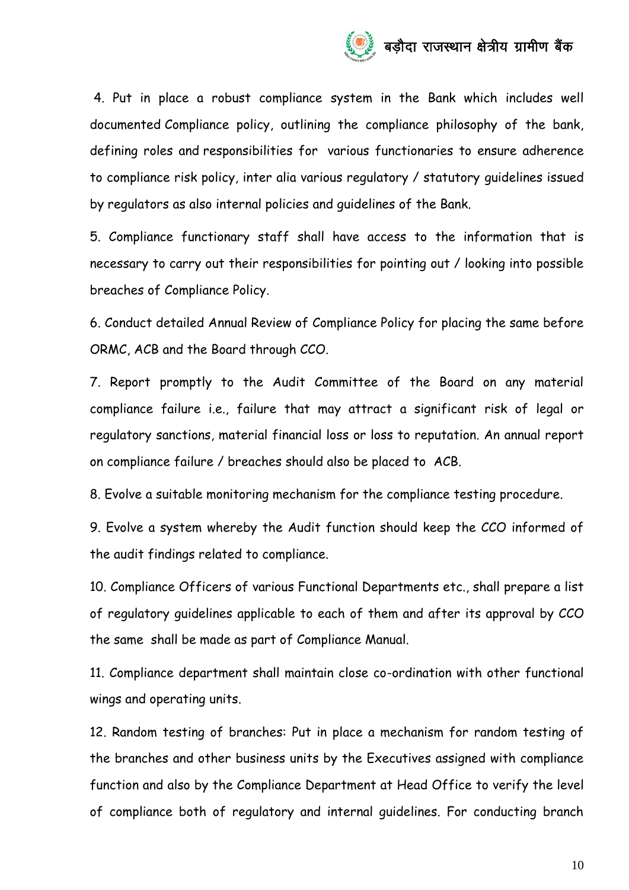4. Put in place a robust compliance system in the Bank which includes well documented Compliance policy, outlining the compliance philosophy of the bank, defining roles and responsibilities for various functionaries to ensure adherence to compliance risk policy, inter alia various regulatory / statutory guidelines issued by regulators as also internal policies and guidelines of the Bank.

5. Compliance functionary staff shall have access to the information that is necessary to carry out their responsibilities for pointing out / looking into possible breaches of Compliance Policy.

6. Conduct detailed Annual Review of Compliance Policy for placing the same before ORMC, ACB and the Board through CCO.

7. Report promptly to the Audit Committee of the Board on any material compliance failure i.e., failure that may attract a significant risk of legal or regulatory sanctions, material financial loss or loss to reputation. An annual report on compliance failure / breaches should also be placed to ACB.

8. Evolve a suitable monitoring mechanism for the compliance testing procedure.

9. Evolve a system whereby the Audit function should keep the CCO informed of the audit findings related to compliance.

10. Compliance Officers of various Functional Departments etc., shall prepare a list of regulatory guidelines applicable to each of them and after its approval by CCO the same shall be made as part of Compliance Manual.

11. Compliance department shall maintain close co-ordination with other functional wings and operating units.

12. Random testing of branches: Put in place a mechanism for random testing of the branches and other business units by the Executives assigned with compliance function and also by the Compliance Department at Head Office to verify the level of compliance both of regulatory and internal guidelines. For conducting branch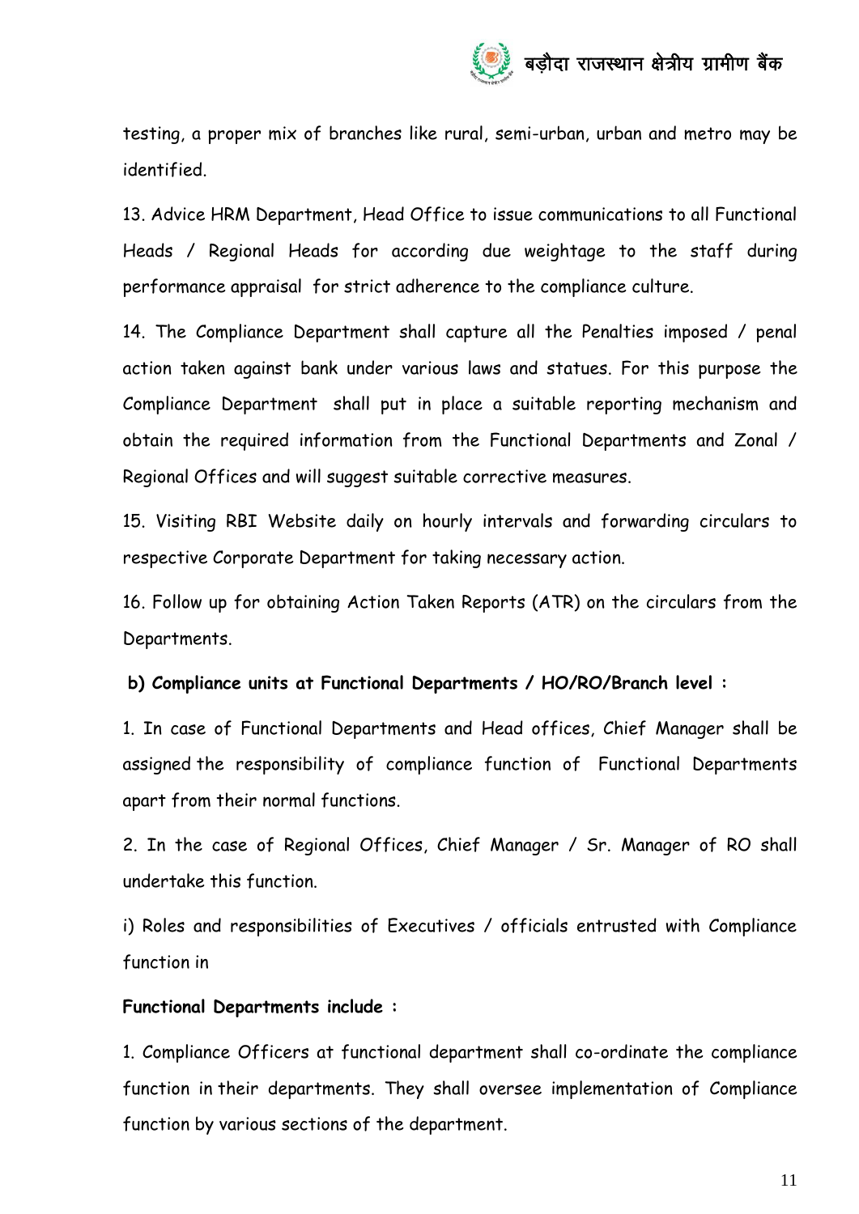testing, a proper mix of branches like rural, semi-urban, urban and metro may be identified.

13. Advice HRM Department, Head Office to issue communications to all Functional Heads / Regional Heads for according due weightage to the staff during performance appraisal for strict adherence to the compliance culture.

14. The Compliance Department shall capture all the Penalties imposed / penal action taken against bank under various laws and statues. For this purpose the Compliance Department shall put in place a suitable reporting mechanism and obtain the required information from the Functional Departments and Zonal / Regional Offices and will suggest suitable corrective measures.

15. Visiting RBI Website daily on hourly intervals and forwarding circulars to respective Corporate Department for taking necessary action.

16. Follow up for obtaining Action Taken Reports (ATR) on the circulars from the Departments.

**b) Compliance units at Functional Departments / HO/RO/Branch level :**

1. In case of Functional Departments and Head offices, Chief Manager shall be assigned the responsibility of compliance function of Functional Departments apart from their normal functions.

2. In the case of Regional Offices, Chief Manager / Sr. Manager of RO shall undertake this function.

i) Roles and responsibilities of Executives / officials entrusted with Compliance function in

**Functional Departments include :**

1. Compliance Officers at functional department shall co-ordinate the compliance function in their departments. They shall oversee implementation of Compliance function by various sections of the department.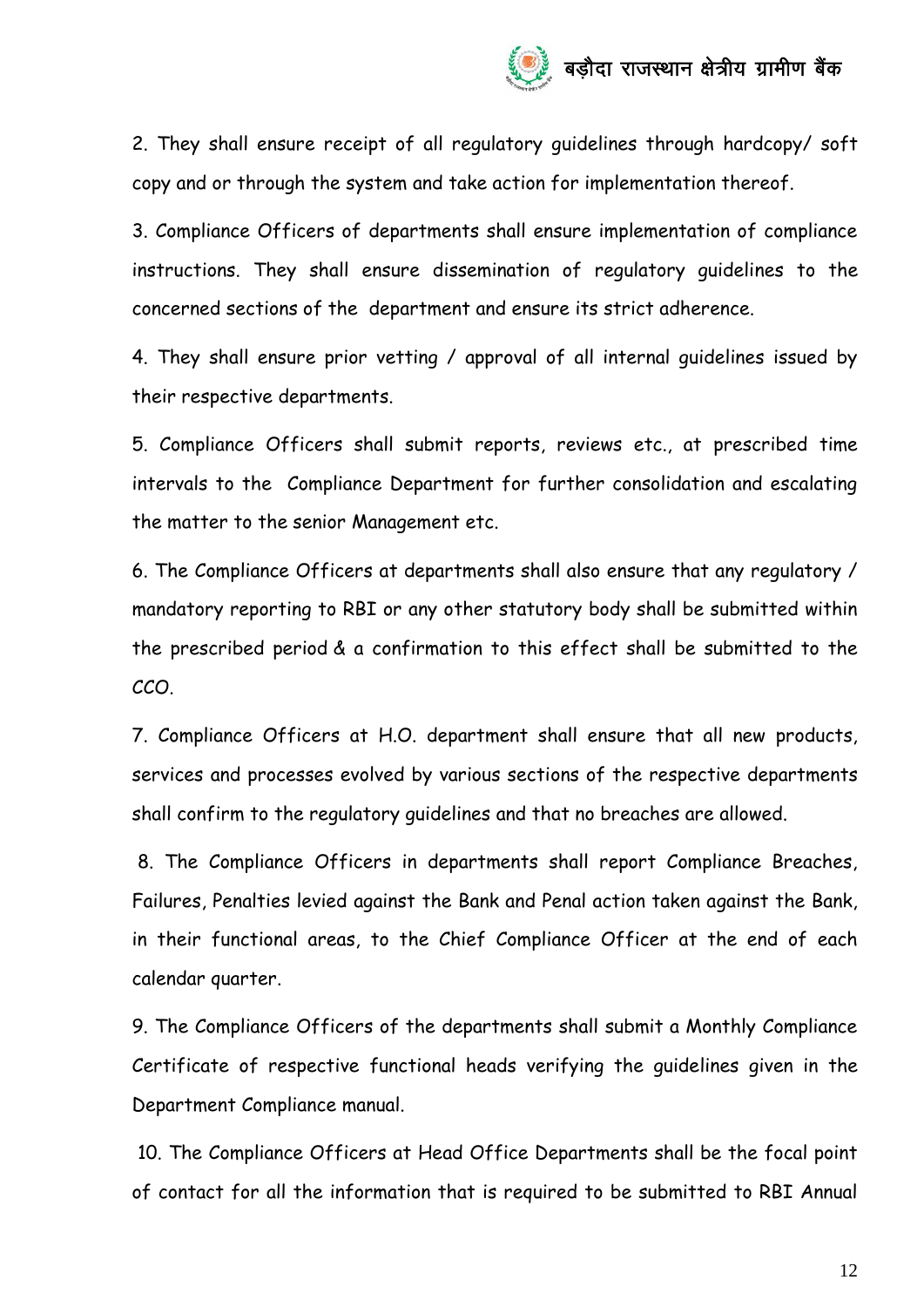2. They shall ensure receipt of all regulatory guidelines through hardcopy/ soft copy and or through the system and take action for implementation thereof.

3. Compliance Officers of departments shall ensure implementation of compliance instructions. They shall ensure dissemination of regulatory guidelines to the concerned sections of the department and ensure its strict adherence.

4. They shall ensure prior vetting / approval of all internal guidelines issued by their respective departments.

5. Compliance Officers shall submit reports, reviews etc., at prescribed time intervals to the Compliance Department for further consolidation and escalating the matter to the senior Management etc.

6. The Compliance Officers at departments shall also ensure that any regulatory / mandatory reporting to RBI or any other statutory body shall be submitted within the prescribed period & a confirmation to this effect shall be submitted to the CCO.

7. Compliance Officers at H.O. department shall ensure that all new products, services and processes evolved by various sections of the respective departments shall confirm to the regulatory guidelines and that no breaches are allowed.

8. The Compliance Officers in departments shall report Compliance Breaches, Failures, Penalties levied against the Bank and Penal action taken against the Bank, in their functional areas, to the Chief Compliance Officer at the end of each calendar quarter.

9. The Compliance Officers of the departments shall submit a Monthly Compliance Certificate of respective functional heads verifying the guidelines given in the Department Compliance manual.

10. The Compliance Officers at Head Office Departments shall be the focal point of contact for all the information that is required to be submitted to RBI Annual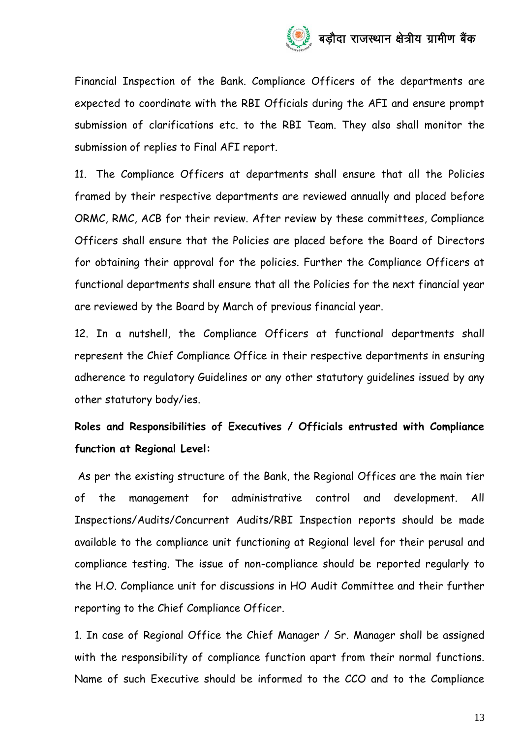Financial Inspection of the Bank. Compliance Officers of the departments are expected to coordinate with the RBI Officials during the AFI and ensure prompt submission of clarifications etc. to the RBI Team. They also shall monitor the submission of replies to Final AFI report.

11. The Compliance Officers at departments shall ensure that all the Policies framed by their respective departments are reviewed annually and placed before ORMC, RMC, ACB for their review. After review by these committees, Compliance Officers shall ensure that the Policies are placed before the Board of Directors for obtaining their approval for the policies. Further the Compliance Officers at functional departments shall ensure that all the Policies for the next financial year are reviewed by the Board by March of previous financial year.

12. In a nutshell, the Compliance Officers at functional departments shall represent the Chief Compliance Office in their respective departments in ensuring adherence to regulatory Guidelines or any other statutory guidelines issued by any other statutory body/ies.

**Roles and Responsibilities of Executives / Officials entrusted with Compliance function at Regional Level:**

As per the existing structure of the Bank, the Regional Offices are the main tier of the management for administrative control and development. All Inspections/Audits/Concurrent Audits/RBI Inspection reports should be made available to the compliance unit functioning at Regional level for their perusal and compliance testing. The issue of non-compliance should be reported regularly to the H.O. Compliance unit for discussions in HO Audit Committee and their further reporting to the Chief Compliance Officer.

1. In case of Regional Office the Chief Manager / Sr. Manager shall be assigned with the responsibility of compliance function apart from their normal functions. Name of such Executive should be informed to the CCO and to the Compliance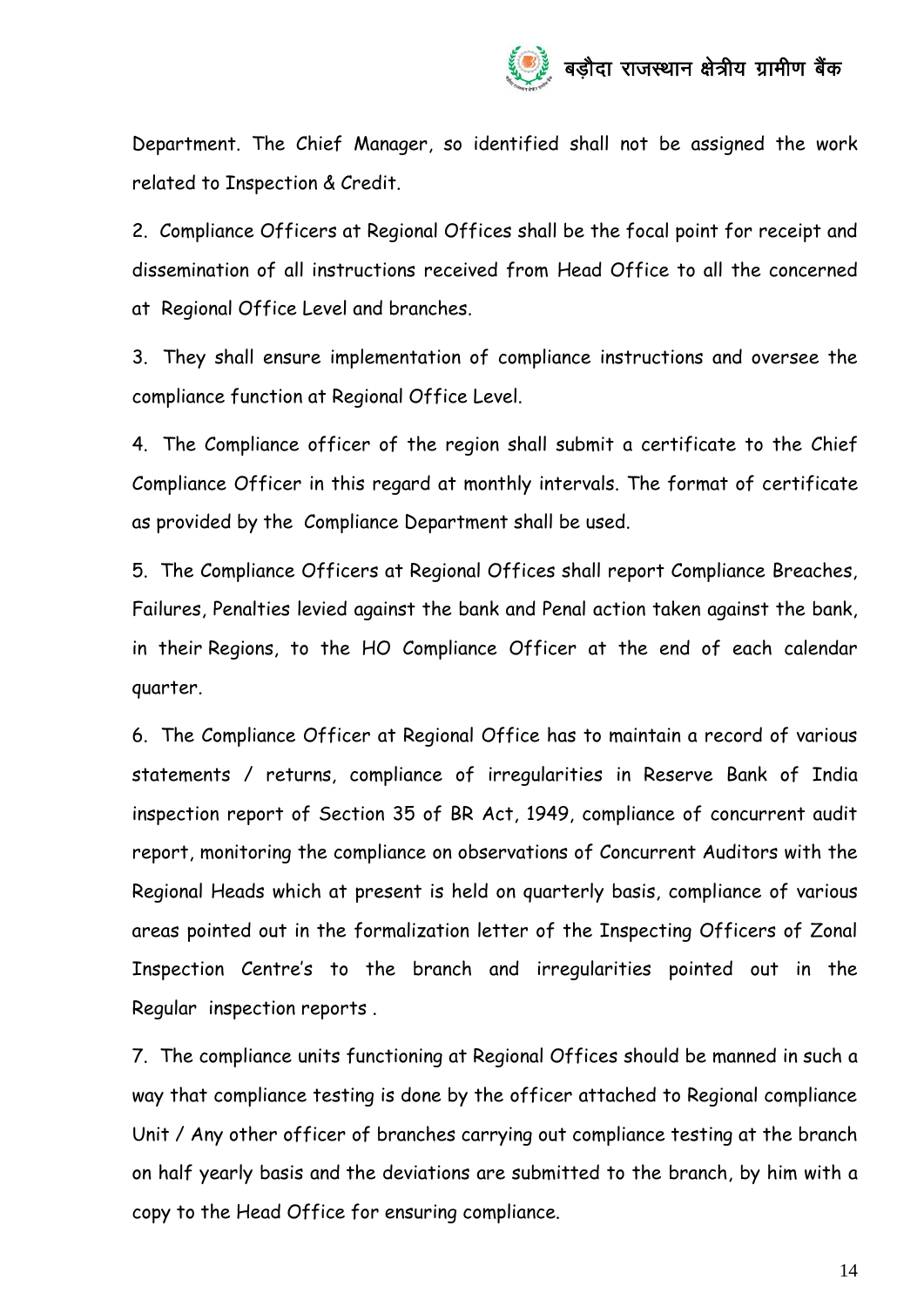Department. The Chief Manager, so identified shall not be assigned the work related to Inspection & Credit.

2. Compliance Officers at Regional Offices shall be the focal point for receipt and dissemination of all instructions received from Head Office to all the concerned at Regional Office Level and branches.

3. They shall ensure implementation of compliance instructions and oversee the compliance function at Regional Office Level.

4. The Compliance officer of the region shall submit a certificate to the Chief Compliance Officer in this regard at monthly intervals. The format of certificate as provided by the Compliance Department shall be used.

5. The Compliance Officers at Regional Offices shall report Compliance Breaches, Failures, Penalties levied against the bank and Penal action taken against the bank, in their Regions, to the HO Compliance Officer at the end of each calendar quarter.

6. The Compliance Officer at Regional Office has to maintain a record of various statements / returns, compliance of irregularities in Reserve Bank of India inspection report of Section 35 of BR Act, 1949, compliance of concurrent audit report, monitoring the compliance on observations of Concurrent Auditors with the Regional Heads which at present is held on quarterly basis, compliance of various areas pointed out in the formalization letter of the Inspecting Officers of Zonal Inspection Centre's to the branch and irregularities pointed out in the Regular inspection reports .

7. The compliance units functioning at Regional Offices should be manned in such a way that compliance testing is done by the officer attached to Regional compliance Unit / Any other officer of branches carrying out compliance testing at the branch on half yearly basis and the deviations are submitted to the branch, by him with a copy to the Head Office for ensuring compliance.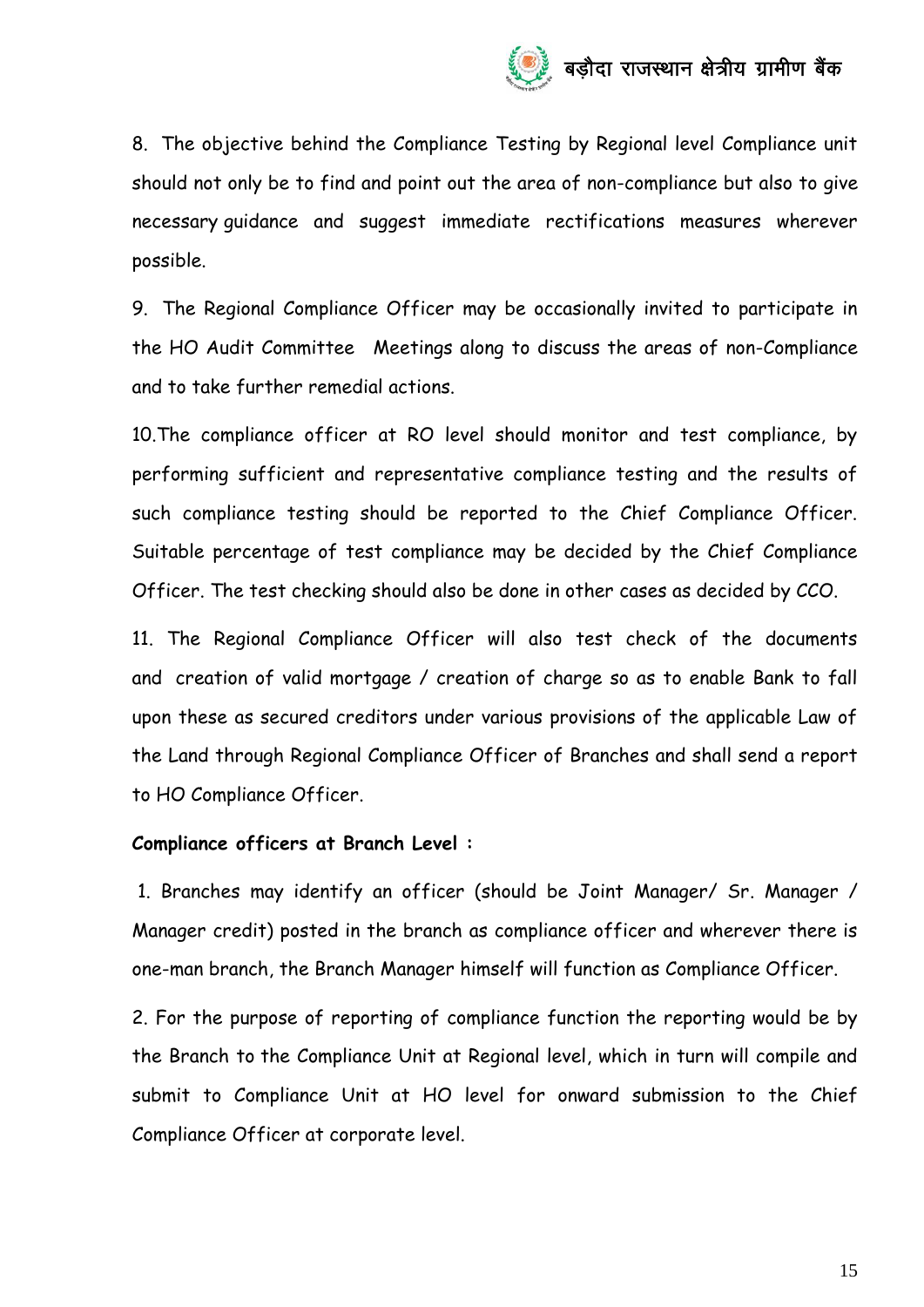8. The objective behind the Compliance Testing by Regional level Compliance unit should not only be to find and point out the area of non-compliance but also to give necessary guidance and suggest immediate rectifications measures wherever possible.

9. The Regional Compliance Officer may be occasionally invited to participate in the HO Audit Committee Meetings along to discuss the areas of non-Compliance and to take further remedial actions.

10.The compliance officer at RO level should monitor and test compliance, by performing sufficient and representative compliance testing and the results of such compliance testing should be reported to the Chief Compliance Officer. Suitable percentage of test compliance may be decided by the Chief Compliance Officer. The test checking should also be done in other cases as decided by CCO.

11. The Regional Compliance Officer will also test check of the documents and creation of valid mortgage / creation of charge so as to enable Bank to fall upon these as secured creditors under various provisions of the applicable Law of the Land through Regional Compliance Officer of Branches and shall send a report to HO Compliance Officer.

**Compliance officers at Branch Level :**

1. Branches may identify an officer (should be Joint Manager/ Sr. Manager / Manager credit) posted in the branch as compliance officer and wherever there is one-man branch, the Branch Manager himself will function as Compliance Officer.

2. For the purpose of reporting of compliance function the reporting would be by the Branch to the Compliance Unit at Regional level, which in turn will compile and submit to Compliance Unit at HO level for onward submission to the Chief Compliance Officer at corporate level.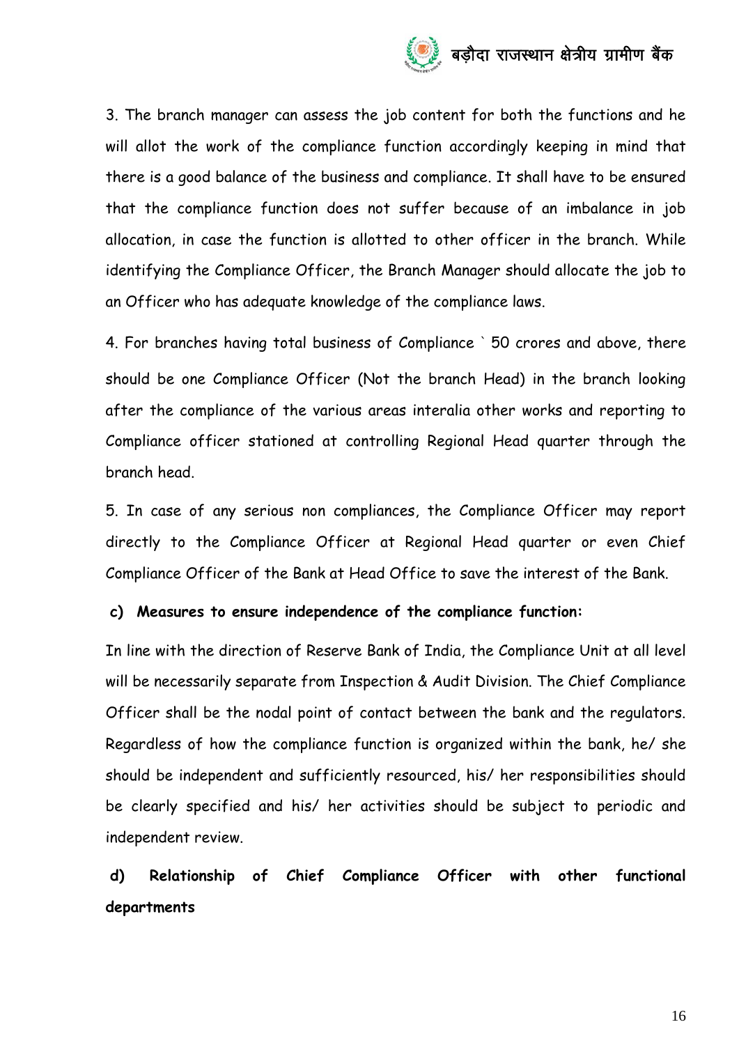3. The branch manager can assess the job content for both the functions and he will allot the work of the compliance function accordingly keeping in mind that there is a good balance of the business and compliance. It shall have to be ensured that the compliance function does not suffer because of an imbalance in job allocation, in case the function is allotted to other officer in the branch. While identifying the Compliance Officer, the Branch Manager should allocate the job to an Officer who has adequate knowledge of the compliance laws.

4. For branches having total business of Compliance ` 50 crores and above, there should be one Compliance Officer (Not the branch Head) in the branch looking after the compliance of the various areas interalia other works and reporting to Compliance officer stationed at controlling Regional Head quarter through the branch head.

5. In case of any serious non compliances, the Compliance Officer may report directly to the Compliance Officer at Regional Head quarter or even Chief Compliance Officer of the Bank at Head Office to save the interest of the Bank.

**c) Measures to ensure independence of the compliance function:**

In line with the direction of Reserve Bank of India, the Compliance Unit at all level will be necessarily separate from Inspection & Audit Division. The Chief Compliance Officer shall be the nodal point of contact between the bank and the regulators. Regardless of how the compliance function is organized within the bank, he/ she should be independent and sufficiently resourced, his/ her responsibilities should be clearly specified and his/ her activities should be subject to periodic and independent review.

**d) Relationship of Chief Compliance Officer with other functional departments**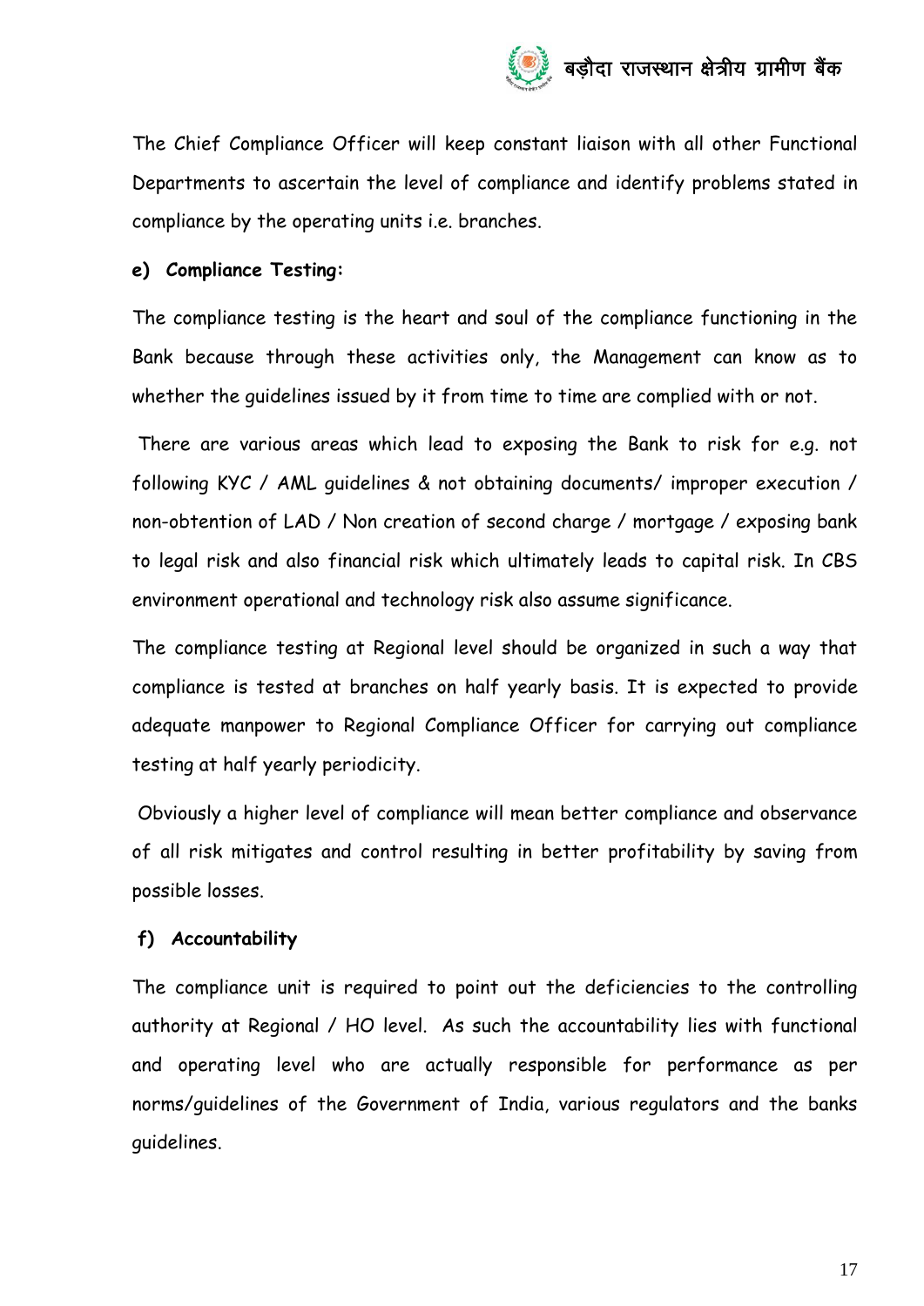The Chief Compliance Officer will keep constant liaison with all other Functional Departments to ascertain the level of compliance and identify problems stated in compliance by the operating units i.e. branches.

**e) Compliance Testing:**

The compliance testing is the heart and soul of the compliance functioning in the Bank because through these activities only, the Management can know as to whether the guidelines issued by it from time to time are complied with or not.

There are various areas which lead to exposing the Bank to risk for e.g. not following KYC / AML guidelines & not obtaining documents/ improper execution / non-obtention of LAD / Non creation of second charge / mortgage / exposing bank to legal risk and also financial risk which ultimately leads to capital risk. In CBS environment operational and technology risk also assume significance.

The compliance testing at Regional level should be organized in such a way that compliance is tested at branches on half yearly basis. It is expected to provide adequate manpower to Regional Compliance Officer for carrying out compliance testing at half yearly periodicity.

Obviously a higher level of compliance will mean better compliance and observance of all risk mitigates and control resulting in better profitability by saving from possible losses.

**f) Accountability**

The compliance unit is required to point out the deficiencies to the controlling authority at Regional / HO level. As such the accountability lies with functional and operating level who are actually responsible for performance as per norms/guidelines of the Government of India, various regulators and the banks guidelines.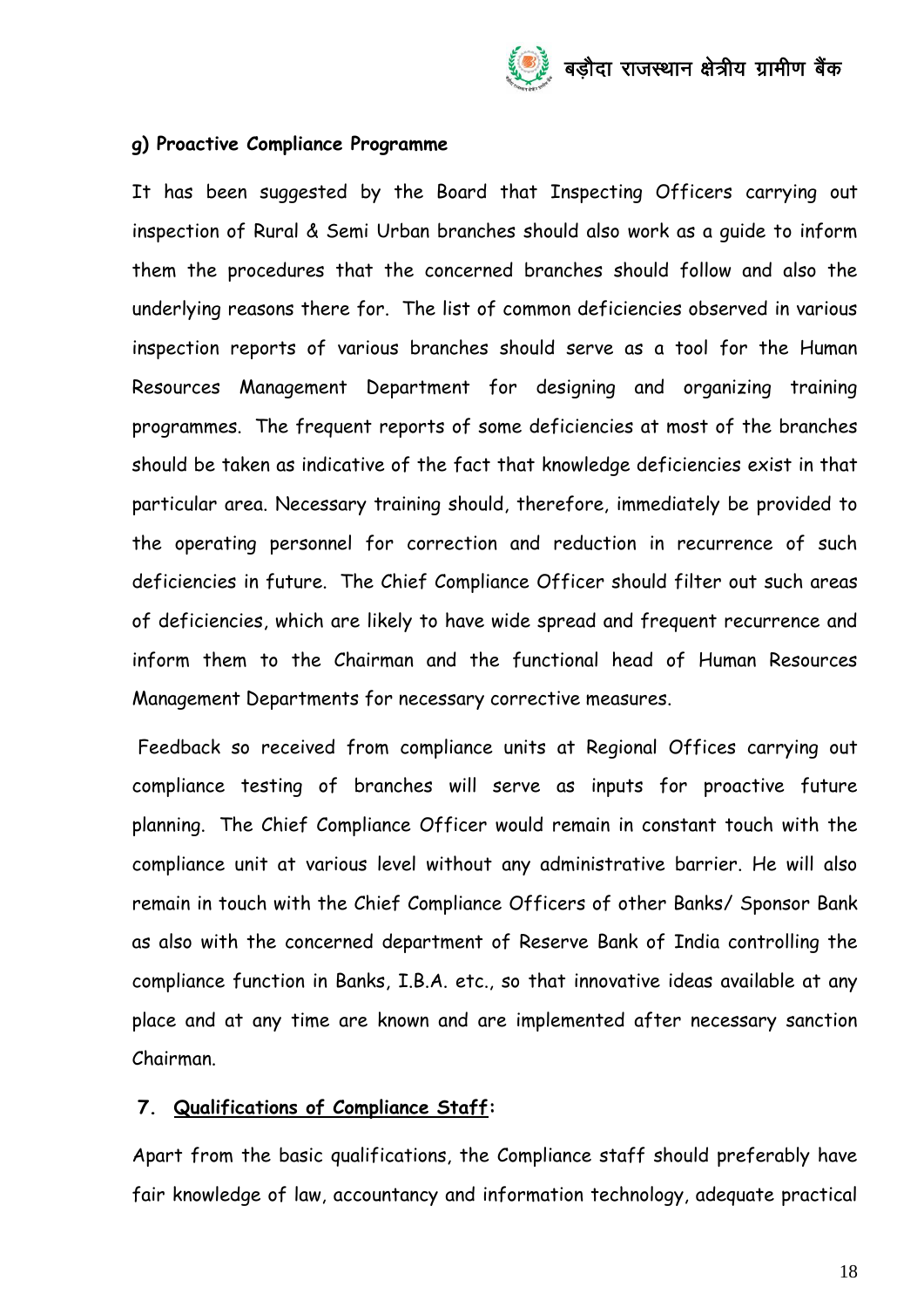**g) Proactive Compliance Programme**

It has been suggested by the Board that Inspecting Officers carrying out inspection of Rural & Semi Urban branches should also work as a guide to inform them the procedures that the concerned branches should follow and also the underlying reasons there for. The list of common deficiencies observed in various inspection reports of various branches should serve as a tool for the Human Resources Management Department for designing and organizing training programmes. The frequent reports of some deficiencies at most of the branches should be taken as indicative of the fact that knowledge deficiencies exist in that particular area. Necessary training should, therefore, immediately be provided to the operating personnel for correction and reduction in recurrence of such deficiencies in future. The Chief Compliance Officer should filter out such areas of deficiencies, which are likely to have wide spread and frequent recurrence and inform them to the Chairman and the functional head of Human Resources Management Departments for necessary corrective measures.

Feedback so received from compliance units at Regional Offices carrying out compliance testing of branches will serve as inputs for proactive future planning. The Chief Compliance Officer would remain in constant touch with the compliance unit at various level without any administrative barrier. He will also remain in touch with the Chief Compliance Officers of other Banks/ Sponsor Bank as also with the concerned department of Reserve Bank of India controlling the compliance function in Banks, I.B.A. etc., so that innovative ideas available at any place and at any time are known and are implemented after necessary sanction Chairman.

**7. <u>Qualifications of Compliance Staff</u>:**

Apart from the basic qualifications, the Compliance staff should preferably have fair knowledge of law, accountancy and information technology, adequate practical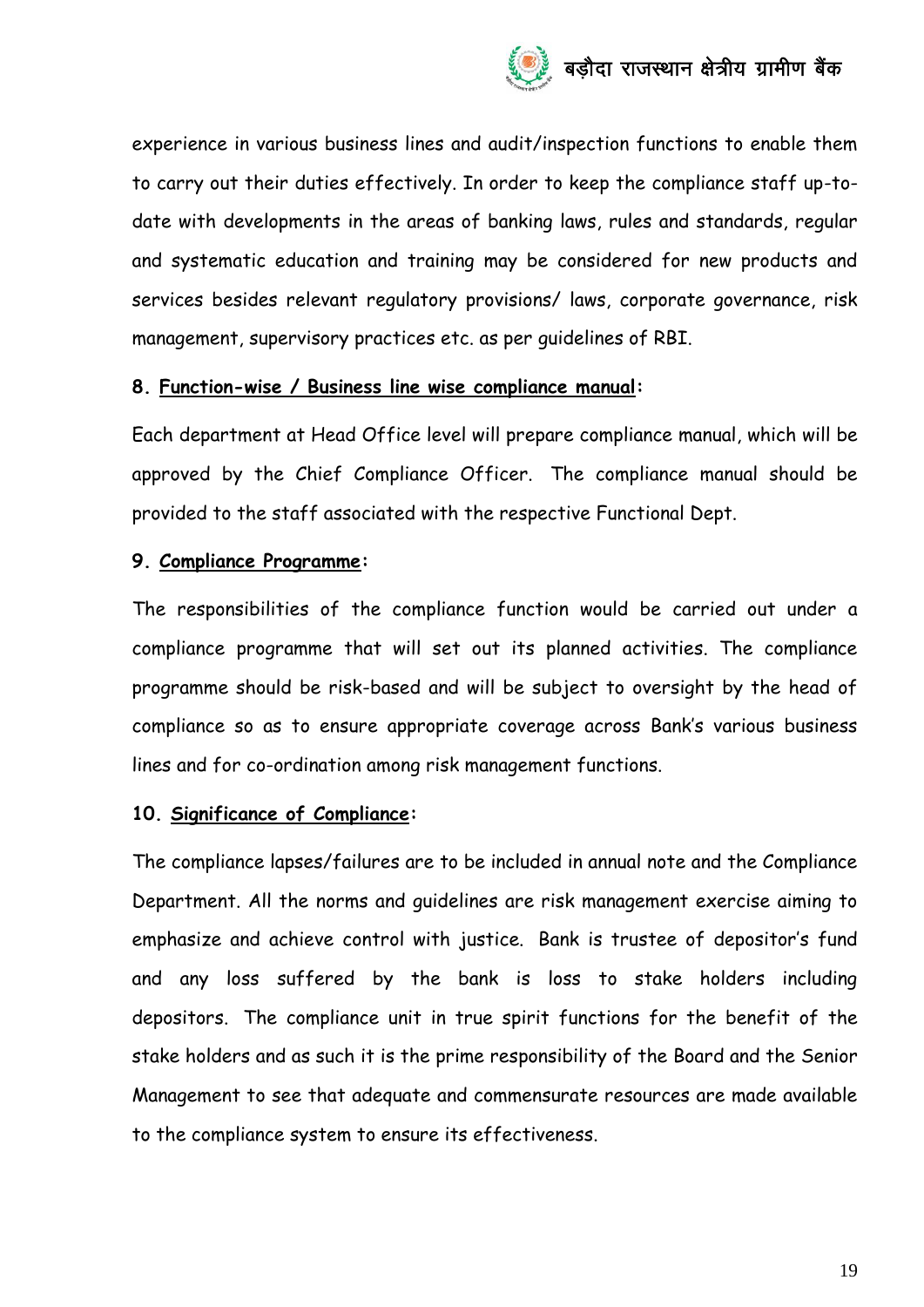experience in various business lines and audit/inspection functions to enable them to carry out their duties effectively. In order to keep the compliance staff up-to-date with developments in the areas of banking laws, rules and standards, regular and systematic education and training may be considered for new products and services besides relevant regulatory provisions/ laws, corporate governance, risk management, supervisory practices etc. as per guidelines of RBI.

**8. Function-wise / Business line wise compliance manual:**

Each department at Head Office level will prepare compliance manual, which will be approved by the Chief Compliance Officer. The compliance manual should be provided to the staff associated with the respective Functional Dept.

**9. Compliance Programme:**

The responsibilities of the compliance function would be carried out under a compliance programme that will set out its planned activities. The compliance programme should be risk-based and will be subject to oversight by the head of compliance so as to ensure appropriate coverage across Bank's various business lines and for co-ordination among risk management functions.

**10. Significance of Compliance:**

The compliance lapses/failures are to be included in annual note and the Compliance Department. All the norms and guidelines are risk management exercise aiming to emphasize and achieve control with justice. Bank is trustee of depositor's fund and any loss suffered by the bank is loss to stake holders including depositors. The compliance unit in true spirit functions for the benefit of the stake holders and as such it is the prime responsibility of the Board and the Senior Management to see that adequate and commensurate resources are made available to the compliance system to ensure its effectiveness.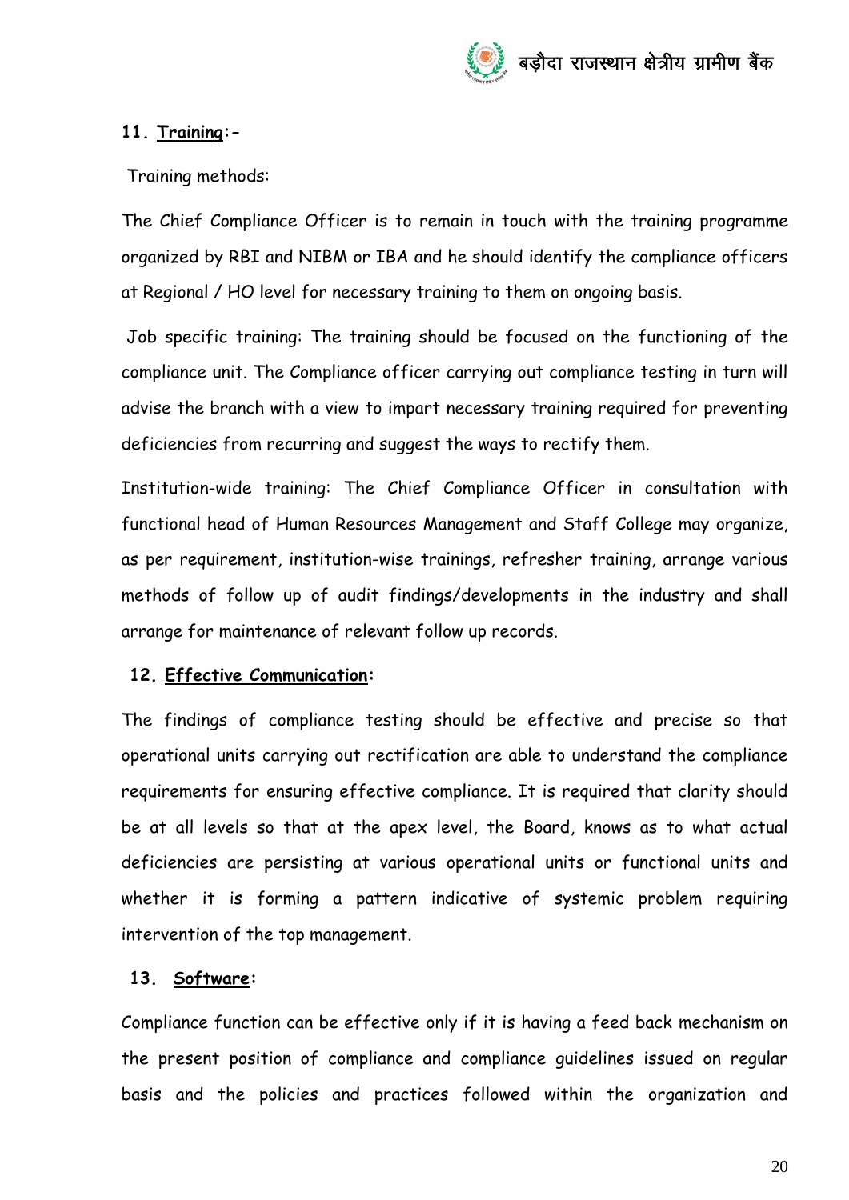## 11. Training:-

Training methods:

The Chief Compliance Officer is to remain in touch with the training programme organized by RBI and NIBM or IBA and he should identify the compliance officers at Regional / HO level for necessary training to them on ongoing basis.

Job specific training: The training should be focused on the functioning of the compliance unit. The Compliance officer carrying out compliance testing in turn will advise the branch with a view to impart necessary training required for preventing deficiencies from recurring and suggest the ways to rectify them.

Institution-wide training: The Chief Compliance Officer in consultation with functional head of Human Resources Management and Staff College may organize, as per requirement, institution-wise trainings, refresher training, arrange various methods of follow up of audit findings/developments in the industry and shall arrange for maintenance of relevant follow up records.

## 12. Effective Communication:

The findings of compliance testing should be effective and precise so that operational units carrying out rectification are able to understand the compliance requirements for ensuring effective compliance. It is required that clarity should be at all levels so that at the apex level, the Board, knows as to what actual deficiencies are persisting at various operational units or functional units and whether it is forming a pattern indicative of systemic problem requiring intervention of the top management.

## 13. Software:

Compliance function can be effective only if it is having a feed back mechanism on the present position of compliance and compliance guidelines issued on regular basis and the policies and practices followed within the organization and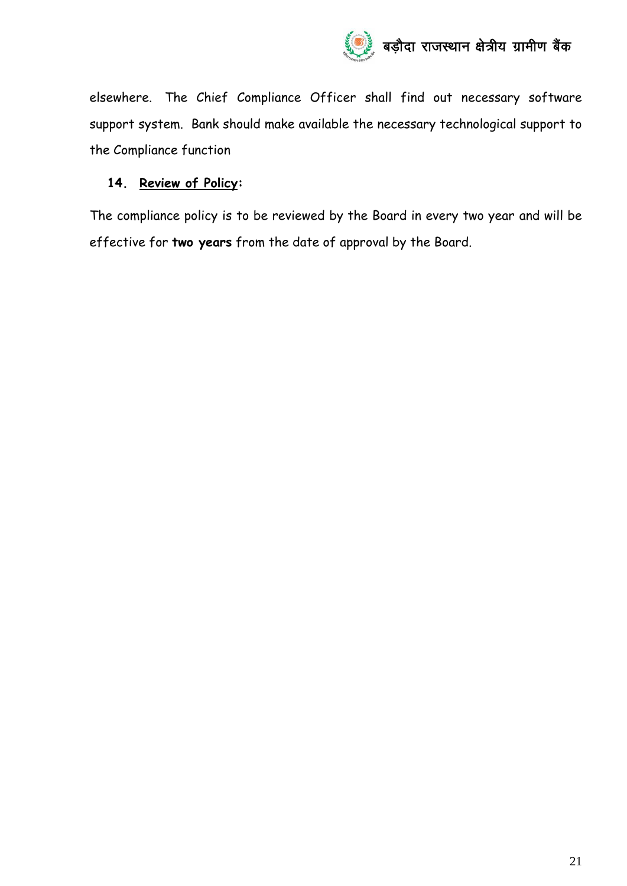elsewhere. The Chief Compliance Officer shall find out necessary software support system. Bank should make available the necessary technological support to the Compliance function

## 14. **Review of Policy:**

The compliance policy is to be reviewed by the Board in every two year and will be effective for **two years** from the date of approval by the Board.